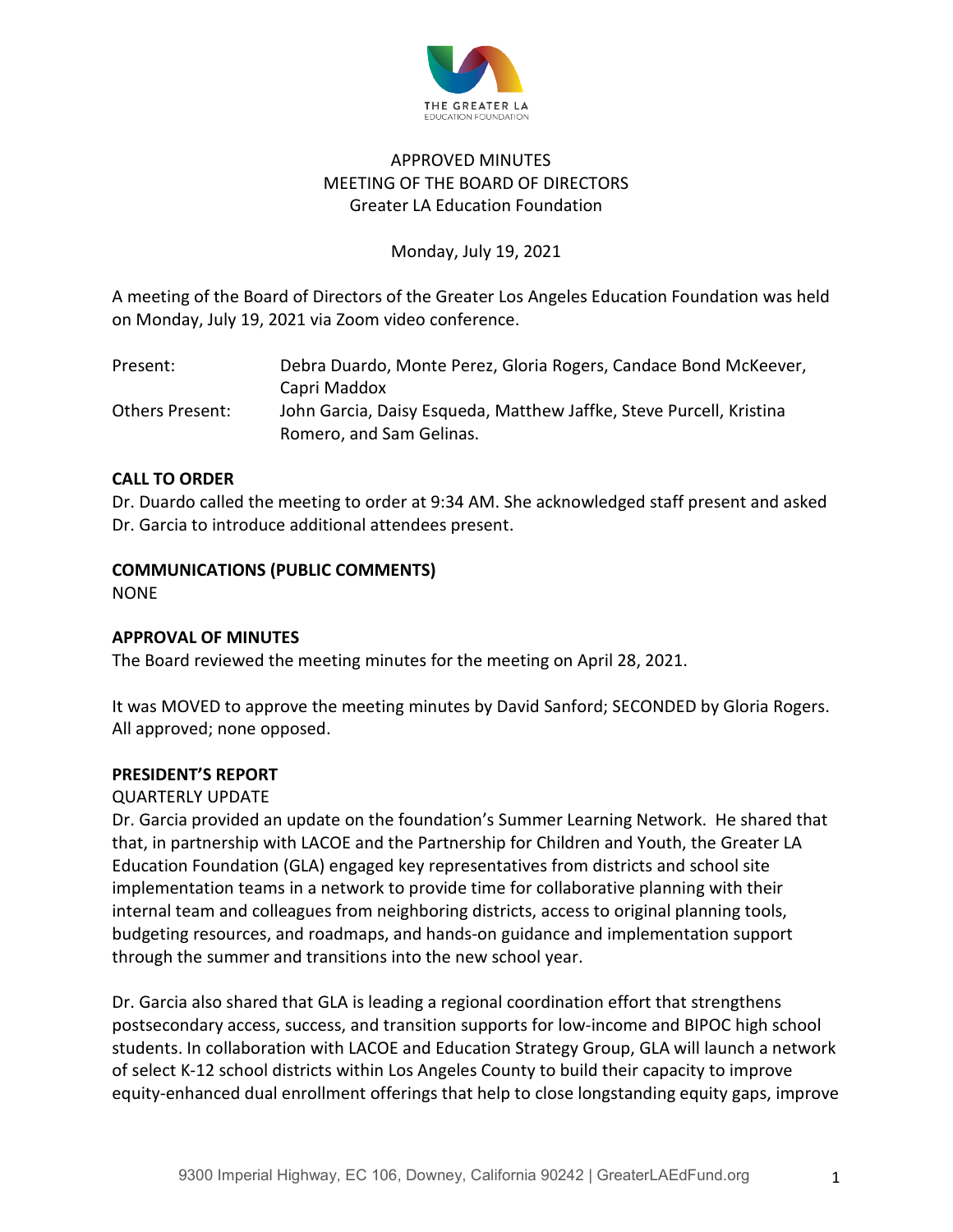APPROVED MINUTES
MEETING OF THE BOARD OF DIRECTORS
Greater LA Education Foundation

Monday, July 19, 2021

A meeting of the Board of Directors of the Greater Los Angeles Education Foundation was held on Monday, July 19, 2021 via Zoom video conference.

| | |
|---|---|
| Present: | Debra Duardo, Monte Perez, Gloria Rogers, Candace Bond McKeever, Capri Maddox |
| Others Present: | John Garcia, Daisy Esqueda, Matthew Jaffke, Steve Purcell, Kristina Romero, and Sam Gelinas. |

**CALL TO ORDER**

Dr. Duardo called the meeting to order at 9:34 AM. She acknowledged staff present and asked Dr. Garcia to introduce additional attendees present.

**COMMUNICATIONS (PUBLIC COMMENTS)**

NONE

**APPROVAL OF MINUTES**

The Board reviewed the meeting minutes for the meeting on April 28, 2021.

It was MOVED to approve the meeting minutes by David Sanford; SECONDED by Gloria Rogers. All approved; none opposed.

**PRESIDENT'S REPORT**

QUARTERLY UPDATE

Dr. Garcia provided an update on the foundation's Summer Learning Network. He shared that that, in partnership with LACOE and the Partnership for Children and Youth, the Greater LA Education Foundation (GLA) engaged key representatives from districts and school site implementation teams in a network to provide time for collaborative planning with their internal team and colleagues from neighboring districts, access to original planning tools, budgeting resources, and roadmaps, and hands-on guidance and implementation support through the summer and transitions into the new school year.

Dr. Garcia also shared that GLA is leading a regional coordination effort that strengthens postsecondary access, success, and transition supports for low-income and BIPOC high school students. In collaboration with LACOE and Education Strategy Group, GLA will launch a network of select K-12 school districts within Los Angeles County to build their capacity to improve equity-enhanced dual enrollment offerings that help to close longstanding equity gaps, improve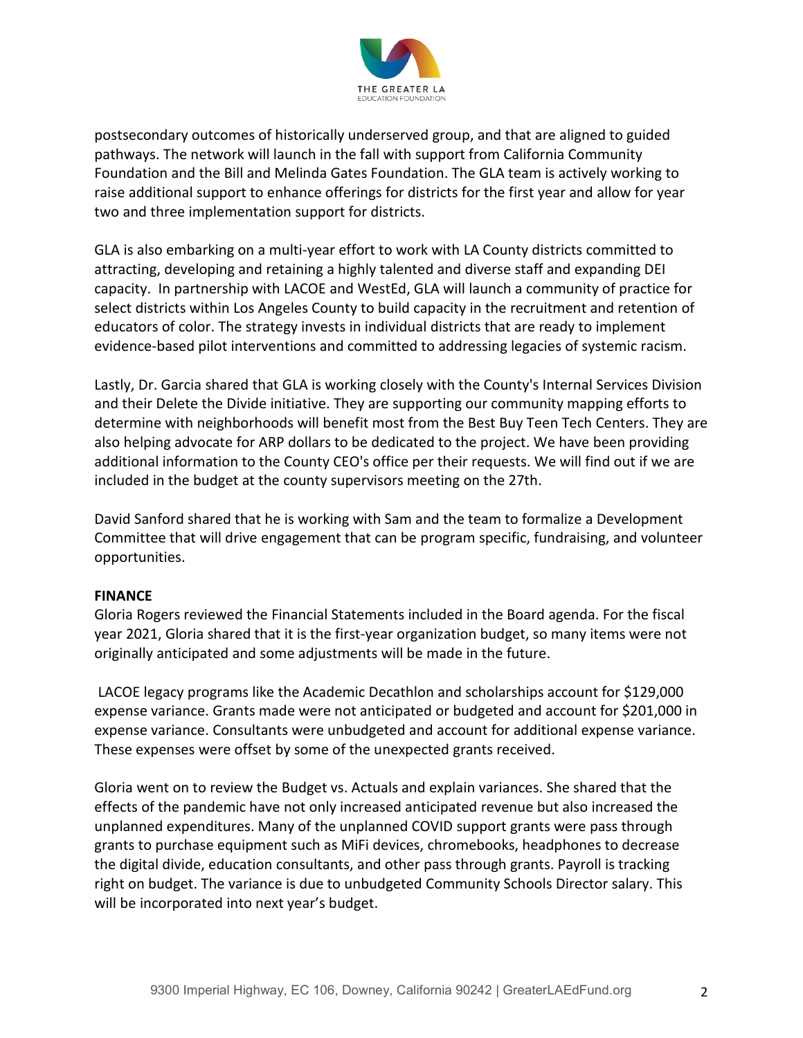postsecondary outcomes of historically underserved group, and that are aligned to guided pathways. The network will launch in the fall with support from California Community Foundation and the Bill and Melinda Gates Foundation. The GLA team is actively working to raise additional support to enhance offerings for districts for the first year and allow for year two and three implementation support for districts.

GLA is also embarking on a multi-year effort to work with LA County districts committed to attracting, developing and retaining a highly talented and diverse staff and expanding DEI capacity. In partnership with LACOE and WestEd, GLA will launch a community of practice for select districts within Los Angeles County to build capacity in the recruitment and retention of educators of color. The strategy invests in individual districts that are ready to implement evidence-based pilot interventions and committed to addressing legacies of systemic racism.

Lastly, Dr. Garcia shared that GLA is working closely with the County's Internal Services Division and their Delete the Divide initiative. They are supporting our community mapping efforts to determine with neighborhoods will benefit most from the Best Buy Teen Tech Centers. They are also helping advocate for ARP dollars to be dedicated to the project. We have been providing additional information to the County CEO's office per their requests. We will find out if we are included in the budget at the county supervisors meeting on the 27th.

David Sanford shared that he is working with Sam and the team to formalize a Development Committee that will drive engagement that can be program specific, fundraising, and volunteer opportunities.

**FINANCE**

Gloria Rogers reviewed the Financial Statements included in the Board agenda. For the fiscal year 2021, Gloria shared that it is the first-year organization budget, so many items were not originally anticipated and some adjustments will be made in the future.

LACOE legacy programs like the Academic Decathlon and scholarships account for $129,000 expense variance. Grants made were not anticipated or budgeted and account for $201,000 in expense variance. Consultants were unbudgeted and account for additional expense variance. These expenses were offset by some of the unexpected grants received.

Gloria went on to review the Budget vs. Actuals and explain variances. She shared that the effects of the pandemic have not only increased anticipated revenue but also increased the unplanned expenditures. Many of the unplanned COVID support grants were pass through grants to purchase equipment such as MiFi devices, chromebooks, headphones to decrease the digital divide, education consultants, and other pass through grants. Payroll is tracking right on budget. The variance is due to unbudgeted Community Schools Director salary. This will be incorporated into next year's budget.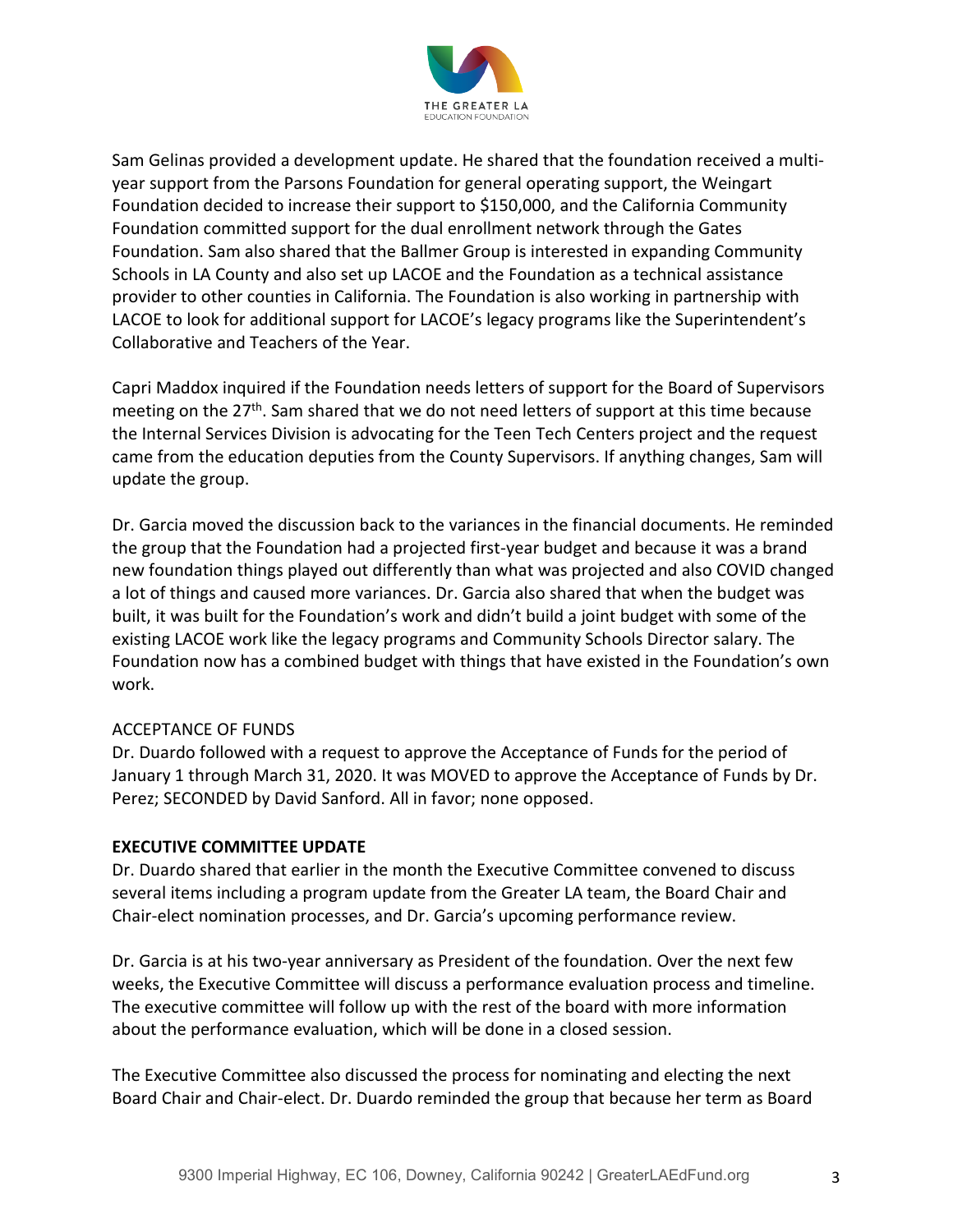Sam Gelinas provided a development update. He shared that the foundation received a multi-year support from the Parsons Foundation for general operating support, the Weingart Foundation decided to increase their support to $150,000, and the California Community Foundation committed support for the dual enrollment network through the Gates Foundation. Sam also shared that the Ballmer Group is interested in expanding Community Schools in LA County and also set up LACOE and the Foundation as a technical assistance provider to other counties in California. The Foundation is also working in partnership with LACOE to look for additional support for LACOE's legacy programs like the Superintendent's Collaborative and Teachers of the Year.

Capri Maddox inquired if the Foundation needs letters of support for the Board of Supervisors meeting on the 27th. Sam shared that we do not need letters of support at this time because the Internal Services Division is advocating for the Teen Tech Centers project and the request came from the education deputies from the County Supervisors. If anything changes, Sam will update the group.

Dr. Garcia moved the discussion back to the variances in the financial documents. He reminded the group that the Foundation had a projected first-year budget and because it was a brand new foundation things played out differently than what was projected and also COVID changed a lot of things and caused more variances. Dr. Garcia also shared that when the budget was built, it was built for the Foundation's work and didn't build a joint budget with some of the existing LACOE work like the legacy programs and Community Schools Director salary. The Foundation now has a combined budget with things that have existed in the Foundation's own work.

ACCEPTANCE OF FUNDS

Dr. Duardo followed with a request to approve the Acceptance of Funds for the period of January 1 through March 31, 2020. It was MOVED to approve the Acceptance of Funds by Dr. Perez; SECONDED by David Sanford. All in favor; none opposed.

**EXECUTIVE COMMITTEE UPDATE**

Dr. Duardo shared that earlier in the month the Executive Committee convened to discuss several items including a program update from the Greater LA team, the Board Chair and Chair-elect nomination processes, and Dr. Garcia's upcoming performance review.

Dr. Garcia is at his two-year anniversary as President of the foundation. Over the next few weeks, the Executive Committee will discuss a performance evaluation process and timeline. The executive committee will follow up with the rest of the board with more information about the performance evaluation, which will be done in a closed session.

The Executive Committee also discussed the process for nominating and electing the next Board Chair and Chair-elect. Dr. Duardo reminded the group that because her term as Board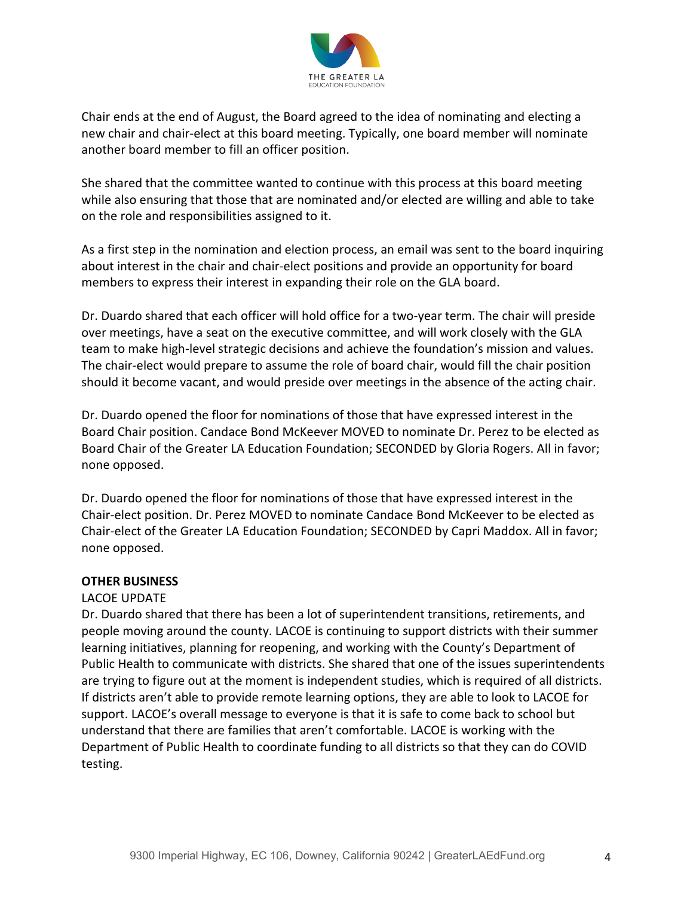Chair ends at the end of August, the Board agreed to the idea of nominating and electing a new chair and chair-elect at this board meeting. Typically, one board member will nominate another board member to fill an officer position.

She shared that the committee wanted to continue with this process at this board meeting while also ensuring that those that are nominated and/or elected are willing and able to take on the role and responsibilities assigned to it.

As a first step in the nomination and election process, an email was sent to the board inquiring about interest in the chair and chair-elect positions and provide an opportunity for board members to express their interest in expanding their role on the GLA board.

Dr. Duardo shared that each officer will hold office for a two-year term. The chair will preside over meetings, have a seat on the executive committee, and will work closely with the GLA team to make high-level strategic decisions and achieve the foundation's mission and values. The chair-elect would prepare to assume the role of board chair, would fill the chair position should it become vacant, and would preside over meetings in the absence of the acting chair.

Dr. Duardo opened the floor for nominations of those that have expressed interest in the Board Chair position. Candace Bond McKeever MOVED to nominate Dr. Perez to be elected as Board Chair of the Greater LA Education Foundation; SECONDED by Gloria Rogers. All in favor; none opposed.

Dr. Duardo opened the floor for nominations of those that have expressed interest in the Chair-elect position. Dr. Perez MOVED to nominate Candace Bond McKeever to be elected as Chair-elect of the Greater LA Education Foundation; SECONDED by Capri Maddox. All in favor; none opposed.

**OTHER BUSINESS**

LACOE UPDATE

Dr. Duardo shared that there has been a lot of superintendent transitions, retirements, and people moving around the county. LACOE is continuing to support districts with their summer learning initiatives, planning for reopening, and working with the County's Department of Public Health to communicate with districts. She shared that one of the issues superintendents are trying to figure out at the moment is independent studies, which is required of all districts. If districts aren't able to provide remote learning options, they are able to look to LACOE for support. LACOE's overall message to everyone is that it is safe to come back to school but understand that there are families that aren't comfortable. LACOE is working with the Department of Public Health to coordinate funding to all districts so that they can do COVID testing.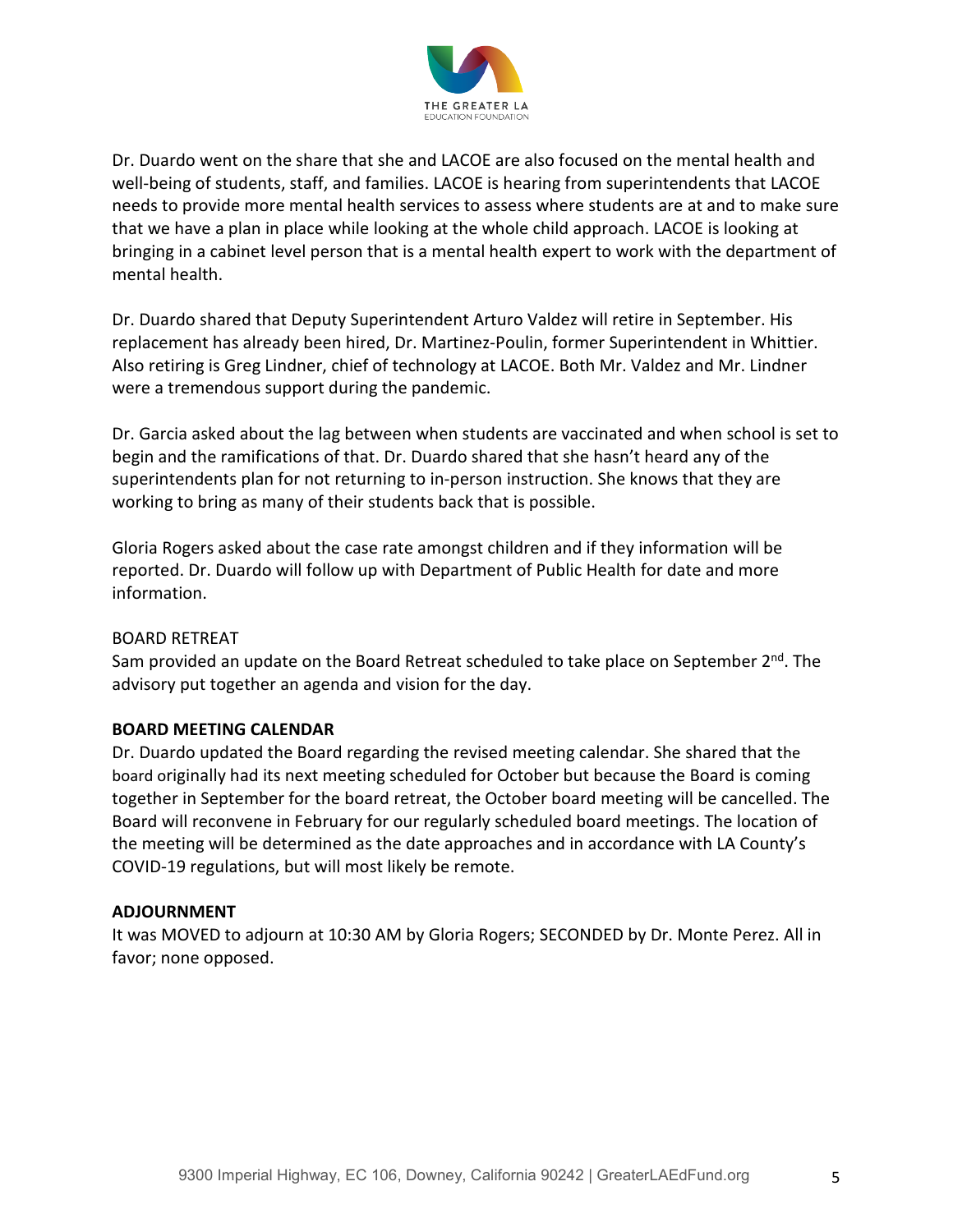Dr. Duardo went on the share that she and LACOE are also focused on the mental health and well-being of students, staff, and families. LACOE is hearing from superintendents that LACOE needs to provide more mental health services to assess where students are at and to make sure that we have a plan in place while looking at the whole child approach. LACOE is looking at bringing in a cabinet level person that is a mental health expert to work with the department of mental health.

Dr. Duardo shared that Deputy Superintendent Arturo Valdez will retire in September. His replacement has already been hired, Dr. Martinez-Poulin, former Superintendent in Whittier. Also retiring is Greg Lindner, chief of technology at LACOE. Both Mr. Valdez and Mr. Lindner were a tremendous support during the pandemic.

Dr. Garcia asked about the lag between when students are vaccinated and when school is set to begin and the ramifications of that. Dr. Duardo shared that she hasn't heard any of the superintendents plan for not returning to in-person instruction. She knows that they are working to bring as many of their students back that is possible.

Gloria Rogers asked about the case rate amongst children and if they information will be reported. Dr. Duardo will follow up with Department of Public Health for date and more information.

BOARD RETREAT

Sam provided an update on the Board Retreat scheduled to take place on September 2nd. The advisory put together an agenda and vision for the day.

**BOARD MEETING CALENDAR**

Dr. Duardo updated the Board regarding the revised meeting calendar. She shared that the board originally had its next meeting scheduled for October but because the Board is coming together in September for the board retreat, the October board meeting will be cancelled. The Board will reconvene in February for our regularly scheduled board meetings. The location of the meeting will be determined as the date approaches and in accordance with LA County's COVID-19 regulations, but will most likely be remote.

**ADJOURNMENT**

It was MOVED to adjourn at 10:30 AM by Gloria Rogers; SECONDED by Dr. Monte Perez. All in favor; none opposed.